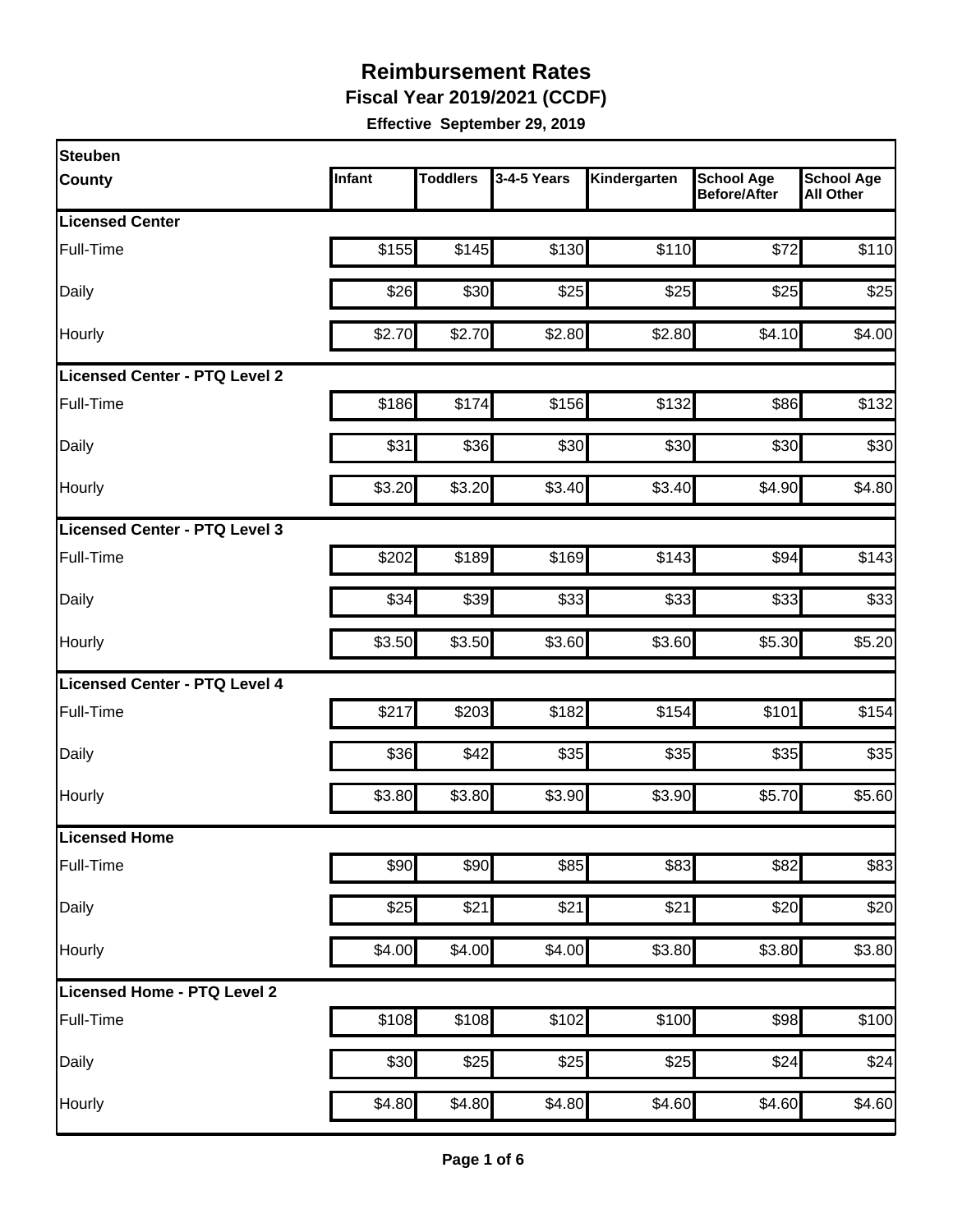# Reimbursement Rates

**Fiscal Year 2019/2021 (CCDF)**

**Effective September 29, 2019**

| Steuben County | Infant | Toddlers | 3-4-5 Years | Kindergarten | School Age Before/After | School Age All Other |
|---|---|---|---|---|---|---|
| **Licensed Center** | | | | | | |
| Full-Time | $155 | $145 | $130 | $110 | $72 | $110 |
| Daily | $26 | $30 | $25 | $25 | $25 | $25 |
| Hourly | $2.70 | $2.70 | $2.80 | $2.80 | $4.10 | $4.00 |
| **Licensed Center - PTQ Level 2** | | | | | | |
| Full-Time | $186 | $174 | $156 | $132 | $86 | $132 |
| Daily | $31 | $36 | $30 | $30 | $30 | $30 |
| Hourly | $3.20 | $3.20 | $3.40 | $3.40 | $4.90 | $4.80 |
| **Licensed Center - PTQ Level 3** | | | | | | |
| Full-Time | $202 | $189 | $169 | $143 | $94 | $143 |
| Daily | $34 | $39 | $33 | $33 | $33 | $33 |
| Hourly | $3.50 | $3.50 | $3.60 | $3.60 | $5.30 | $5.20 |
| **Licensed Center - PTQ Level 4** | | | | | | |
| Full-Time | $217 | $203 | $182 | $154 | $101 | $154 |
| Daily | $36 | $42 | $35 | $35 | $35 | $35 |
| Hourly | $3.80 | $3.80 | $3.90 | $3.90 | $5.70 | $5.60 |
| **Licensed Home** | | | | | | |
| Full-Time | $90 | $90 | $85 | $83 | $82 | $83 |
| Daily | $25 | $21 | $21 | $21 | $20 | $20 |
| Hourly | $4.00 | $4.00 | $4.00 | $3.80 | $3.80 | $3.80 |
| **Licensed Home - PTQ Level 2** | | | | | | |
| Full-Time | $108 | $108 | $102 | $100 | $98 | $100 |
| Daily | $30 | $25 | $25 | $25 | $24 | $24 |
| Hourly | $4.80 | $4.80 | $4.80 | $4.60 | $4.60 | $4.60 |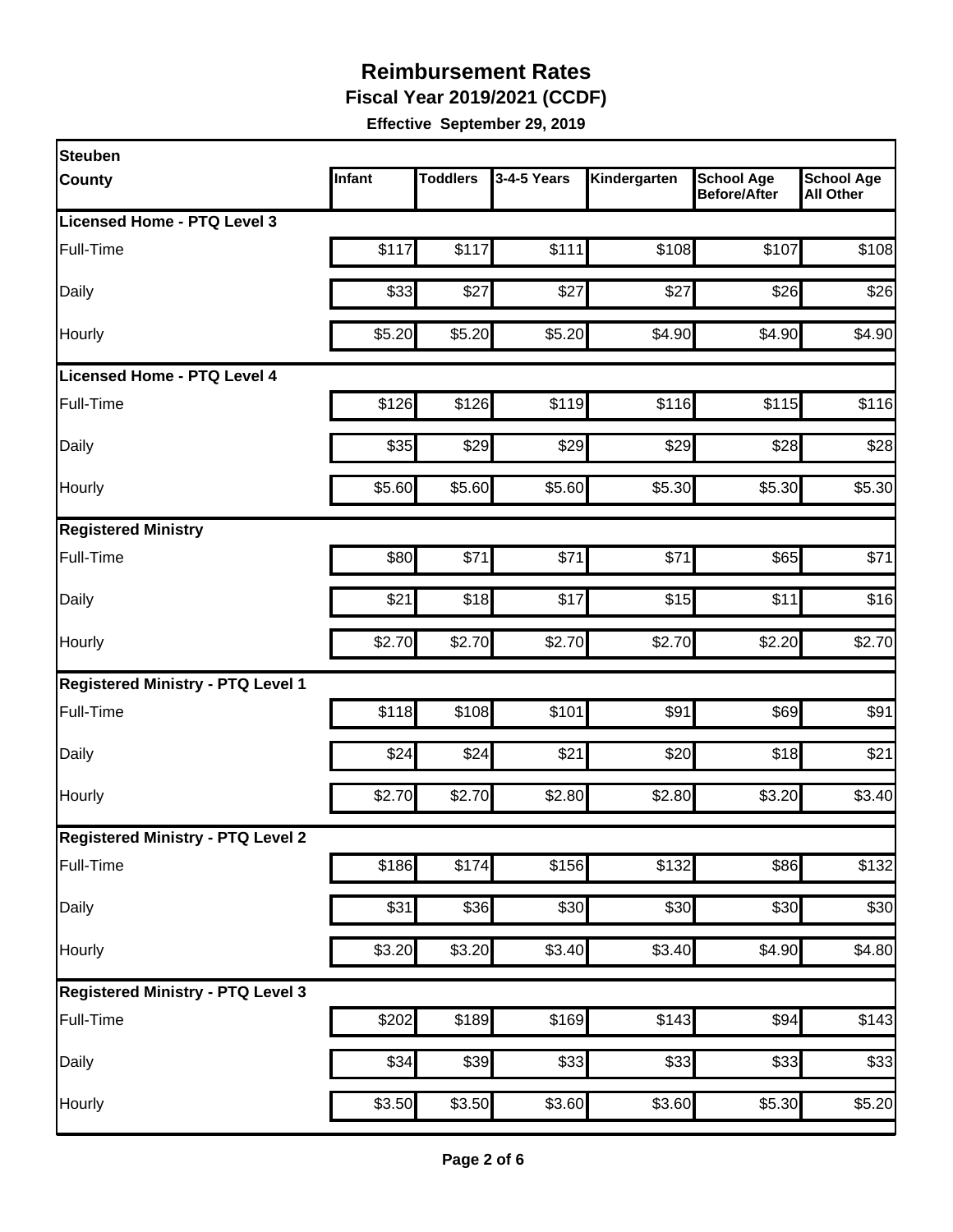# Reimbursement Rates

**Fiscal Year 2019/2021 (CCDF)**

**Effective September 29, 2019**

| Steuben County | Infant | Toddlers | 3-4-5 Years | Kindergarten | School Age Before/After | School Age All Other |
|---|---|---|---|---|---|---|
| **Licensed Home - PTQ Level 3** | | | | | | |
| Full-Time | $117 | $117 | $111 | $108 | $107 | $108 |
| Daily | $33 | $27 | $27 | $27 | $26 | $26 |
| Hourly | $5.20 | $5.20 | $5.20 | $4.90 | $4.90 | $4.90 |
| **Licensed Home - PTQ Level 4** | | | | | | |
| Full-Time | $126 | $126 | $119 | $116 | $115 | $116 |
| Daily | $35 | $29 | $29 | $29 | $28 | $28 |
| Hourly | $5.60 | $5.60 | $5.60 | $5.30 | $5.30 | $5.30 |
| **Registered Ministry** | | | | | | |
| Full-Time | $80 | $71 | $71 | $71 | $65 | $71 |
| Daily | $21 | $18 | $17 | $15 | $11 | $16 |
| Hourly | $2.70 | $2.70 | $2.70 | $2.70 | $2.20 | $2.70 |
| **Registered Ministry - PTQ Level 1** | | | | | | |
| Full-Time | $118 | $108 | $101 | $91 | $69 | $91 |
| Daily | $24 | $24 | $21 | $20 | $18 | $21 |
| Hourly | $2.70 | $2.70 | $2.80 | $2.80 | $3.20 | $3.40 |
| **Registered Ministry - PTQ Level 2** | | | | | | |
| Full-Time | $186 | $174 | $156 | $132 | $86 | $132 |
| Daily | $31 | $36 | $30 | $30 | $30 | $30 |
| Hourly | $3.20 | $3.20 | $3.40 | $3.40 | $4.90 | $4.80 |
| **Registered Ministry - PTQ Level 3** | | | | | | |
| Full-Time | $202 | $189 | $169 | $143 | $94 | $143 |
| Daily | $34 | $39 | $33 | $33 | $33 | $33 |
| Hourly | $3.50 | $3.50 | $3.60 | $3.60 | $5.30 | $5.20 |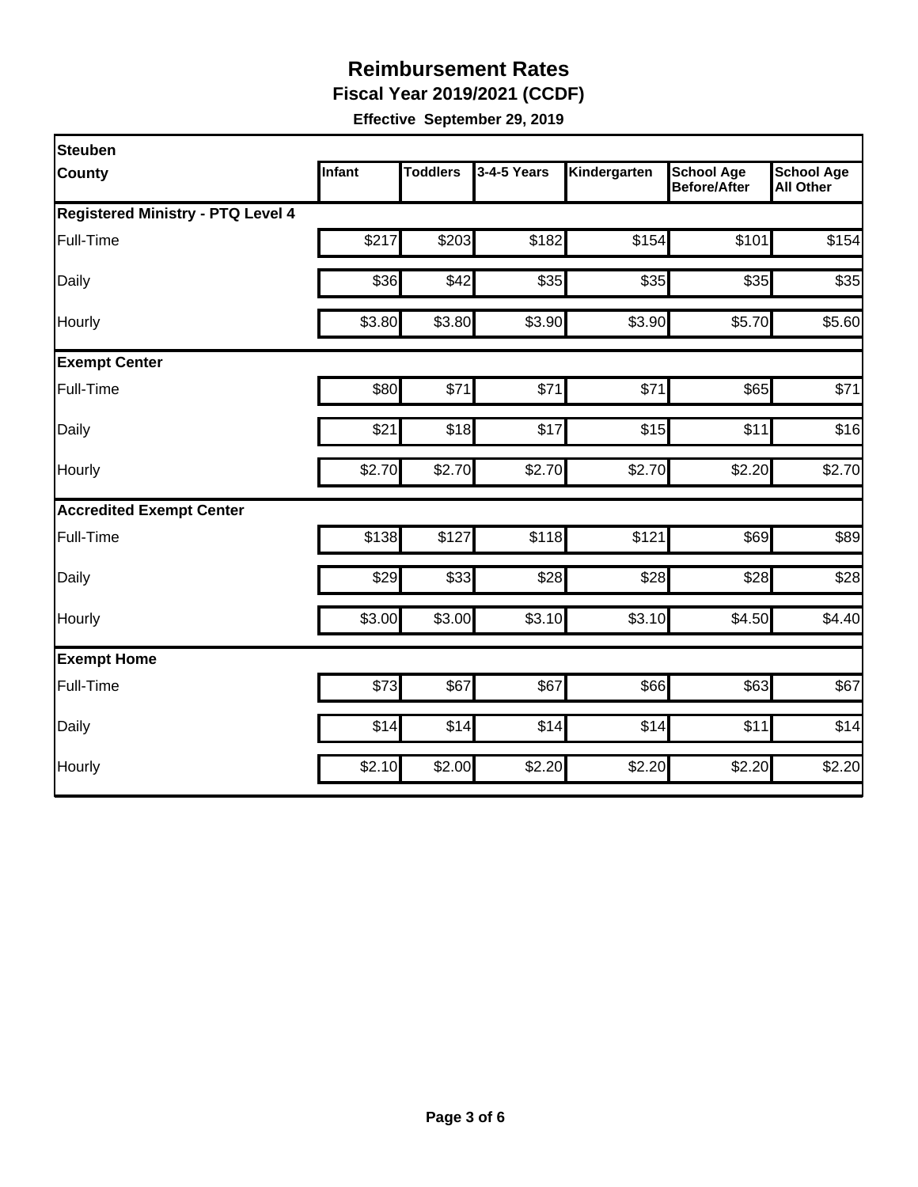# Reimbursement Rates

**Fiscal Year 2019/2021 (CCDF)**

**Effective September 29, 2019**

| Steuben County | Infant | Toddlers | 3-4-5 Years | Kindergarten | School Age Before/After | School Age All Other |
|---|---|---|---|---|---|---|
| **Registered Ministry - PTQ Level 4** | | | | | | |
| Full-Time | $217 | $203 | $182 | $154 | $101 | $154 |
| Daily | $36 | $42 | $35 | $35 | $35 | $35 |
| Hourly | $3.80 | $3.80 | $3.90 | $3.90 | $5.70 | $5.60 |
| **Exempt Center** | | | | | | |
| Full-Time | $80 | $71 | $71 | $71 | $65 | $71 |
| Daily | $21 | $18 | $17 | $15 | $11 | $16 |
| Hourly | $2.70 | $2.70 | $2.70 | $2.70 | $2.20 | $2.70 |
| **Accredited Exempt Center** | | | | | | |
| Full-Time | $138 | $127 | $118 | $121 | $69 | $89 |
| Daily | $29 | $33 | $28 | $28 | $28 | $28 |
| Hourly | $3.00 | $3.00 | $3.10 | $3.10 | $4.50 | $4.40 |
| **Exempt Home** | | | | | | |
| Full-Time | $73 | $67 | $67 | $66 | $63 | $67 |
| Daily | $14 | $14 | $14 | $14 | $11 | $14 |
| Hourly | $2.10 | $2.00 | $2.20 | $2.20 | $2.20 | $2.20 |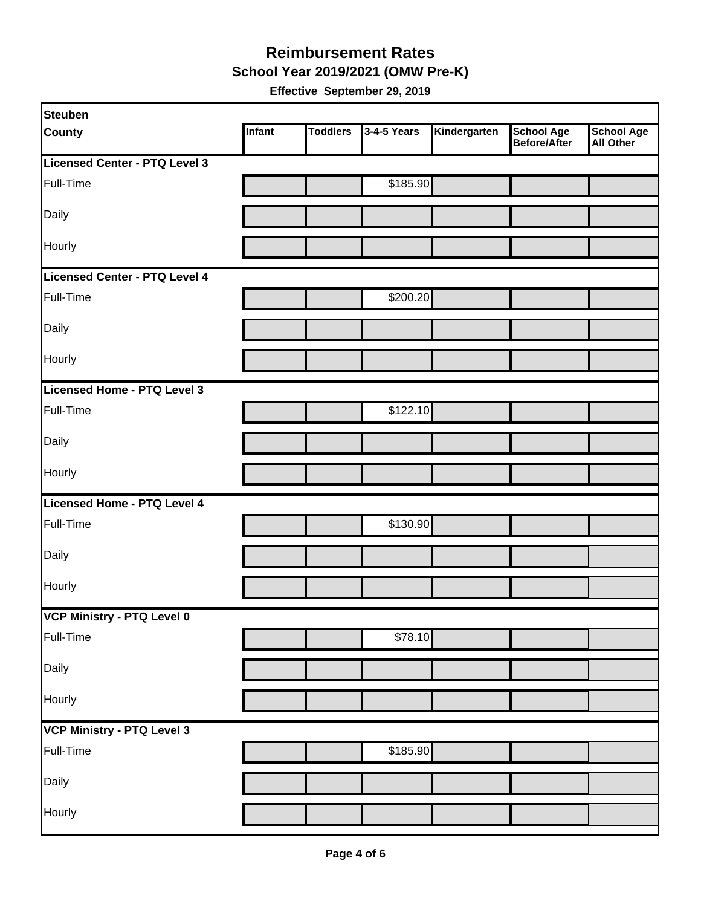# Reimbursement Rates

## School Year 2019/2021 (OMW Pre-K)

**Effective September 29, 2019**

| Steuben County | Infant | Toddlers | 3-4-5 Years | Kindergarten | School Age Before/After | School Age All Other |
|---|---|---|---|---|---|---|
| **Licensed Center - PTQ Level 3** | | | | | | |
| Full-Time | | | $185.90 | | | |
| Daily | | | | | | |
| Hourly | | | | | | |
| **Licensed Center - PTQ Level 4** | | | | | | |
| Full-Time | | | $200.20 | | | |
| Daily | | | | | | |
| Hourly | | | | | | |
| **Licensed Home - PTQ Level 3** | | | | | | |
| Full-Time | | | $122.10 | | | |
| Daily | | | | | | |
| Hourly | | | | | | |
| **Licensed Home - PTQ Level 4** | | | | | | |
| Full-Time | | | $130.90 | | | |
| Daily | | | | | | |
| Hourly | | | | | | |
| **VCP Ministry - PTQ Level 0** | | | | | | |
| Full-Time | | | $78.10 | | | |
| Daily | | | | | | |
| Hourly | | | | | | |
| **VCP Ministry - PTQ Level 3** | | | | | | |
| Full-Time | | | $185.90 | | | |
| Daily | | | | | | |
| Hourly | | | | | | |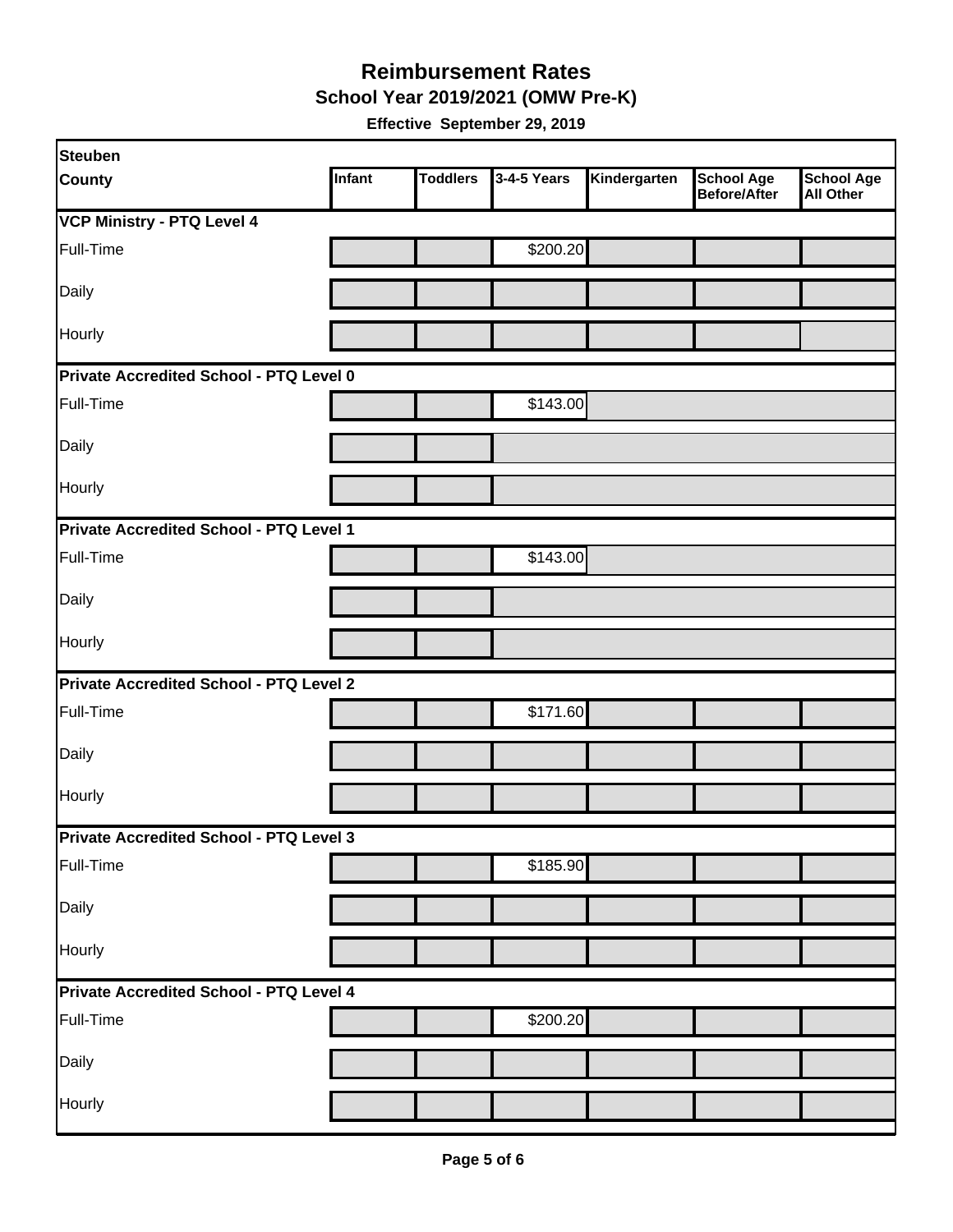# Reimbursement Rates

## School Year 2019/2021 (OMW Pre-K)

**Effective September 29, 2019**

| Steuben County | Infant | Toddlers | 3-4-5 Years | Kindergarten | School Age Before/After | School Age All Other |
|---|---|---|---|---|---|---|
| **VCP Ministry - PTQ Level 4** | | | | | | |
| Full-Time | | | $200.20 | | | |
| Daily | | | | | | |
| Hourly | | | | | | |
| **Private Accredited School - PTQ Level 0** | | | | | | |
| Full-Time | | | $143.00 | | | |
| Daily | | | | | | |
| Hourly | | | | | | |
| **Private Accredited School - PTQ Level 1** | | | | | | |
| Full-Time | | | $143.00 | | | |
| Daily | | | | | | |
| Hourly | | | | | | |
| **Private Accredited School - PTQ Level 2** | | | | | | |
| Full-Time | | | $171.60 | | | |
| Daily | | | | | | |
| Hourly | | | | | | |
| **Private Accredited School - PTQ Level 3** | | | | | | |
| Full-Time | | | $185.90 | | | |
| Daily | | | | | | |
| Hourly | | | | | | |
| **Private Accredited School - PTQ Level 4** | | | | | | |
| Full-Time | | | $200.20 | | | |
| Daily | | | | | | |
| Hourly | | | | | | |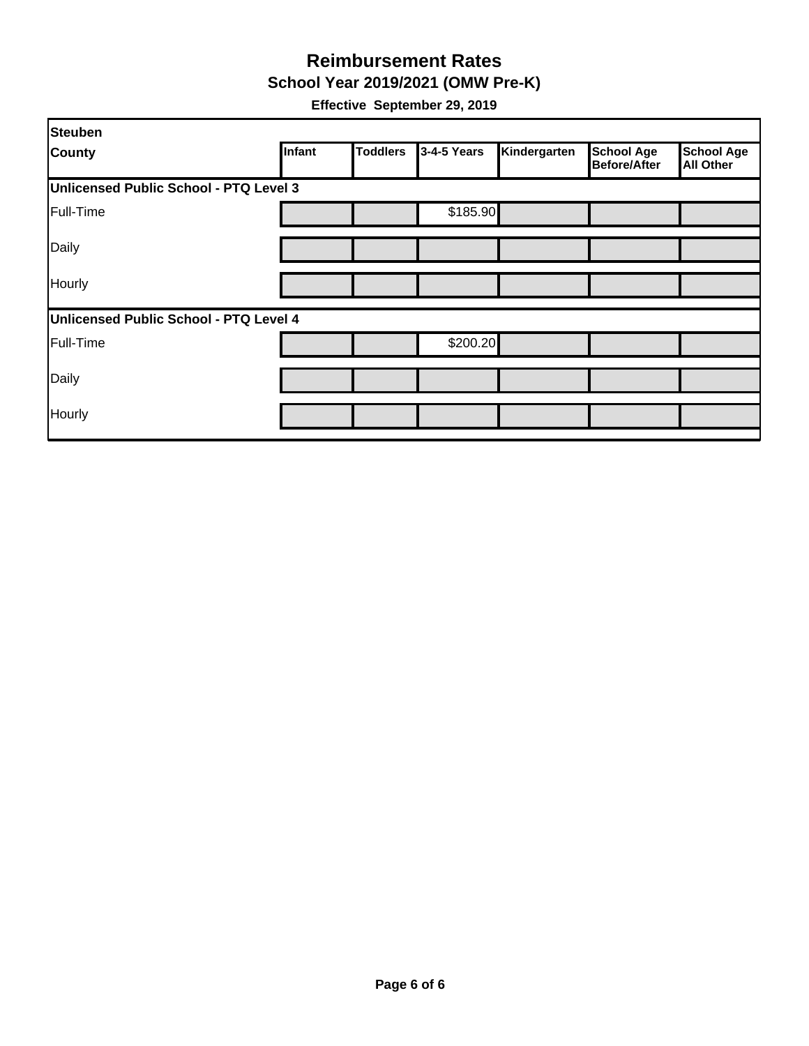# Reimbursement Rates

## School Year 2019/2021 (OMW Pre-K)

**Effective September 29, 2019**

| Steuben County | Infant | Toddlers | 3-4-5 Years | Kindergarten | School Age Before/After | School Age All Other |
|---|---|---|---|---|---|---|
| **Unlicensed Public School - PTQ Level 3** | | | | | | |
| Full-Time | | | $185.90 | | | |
| Daily | | | | | | |
| Hourly | | | | | | |
| **Unlicensed Public School - PTQ Level 4** | | | | | | |
| Full-Time | | | $200.20 | | | |
| Daily | | | | | | |
| Hourly | | | | | | |